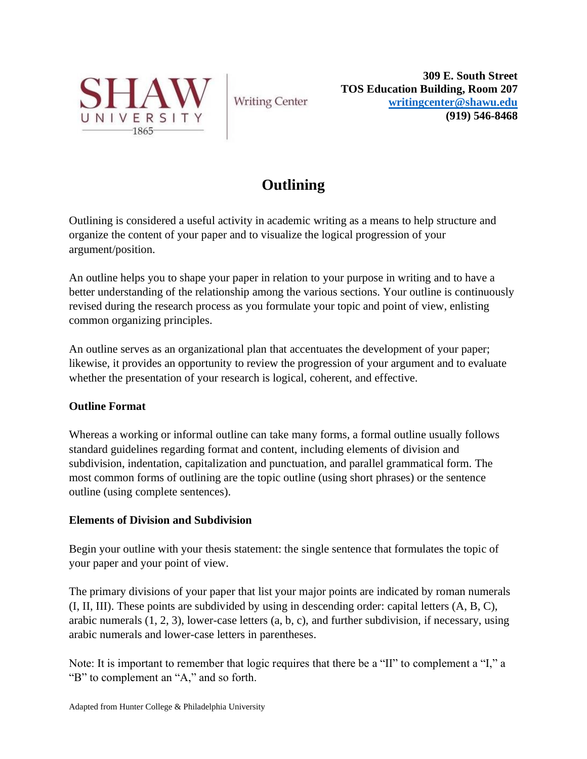SHAW UNIVERSITY 1865 | Writing Center

**309 E. South Street**
**TOS Education Building, Room 207**
**writingcenter@shawu.edu**
**(919) 546-8468**

# Outlining

Outlining is considered a useful activity in academic writing as a means to help structure and organize the content of your paper and to visualize the logical progression of your argument/position.

An outline helps you to shape your paper in relation to your purpose in writing and to have a better understanding of the relationship among the various sections. Your outline is continuously revised during the research process as you formulate your topic and point of view, enlisting common organizing principles.

An outline serves as an organizational plan that accentuates the development of your paper; likewise, it provides an opportunity to review the progression of your argument and to evaluate whether the presentation of your research is logical, coherent, and effective.

**Outline Format**

Whereas a working or informal outline can take many forms, a formal outline usually follows standard guidelines regarding format and content, including elements of division and subdivision, indentation, capitalization and punctuation, and parallel grammatical form. The most common forms of outlining are the topic outline (using short phrases) or the sentence outline (using complete sentences).

**Elements of Division and Subdivision**

Begin your outline with your thesis statement: the single sentence that formulates the topic of your paper and your point of view.

The primary divisions of your paper that list your major points are indicated by roman numerals (I, II, III). These points are subdivided by using in descending order: capital letters (A, B, C), arabic numerals (1, 2, 3), lower-case letters (a, b, c), and further subdivision, if necessary, using arabic numerals and lower-case letters in parentheses.

Note: It is important to remember that logic requires that there be a "II" to complement a "I," a "B" to complement an "A," and so forth.

Adapted from Hunter College & Philadelphia University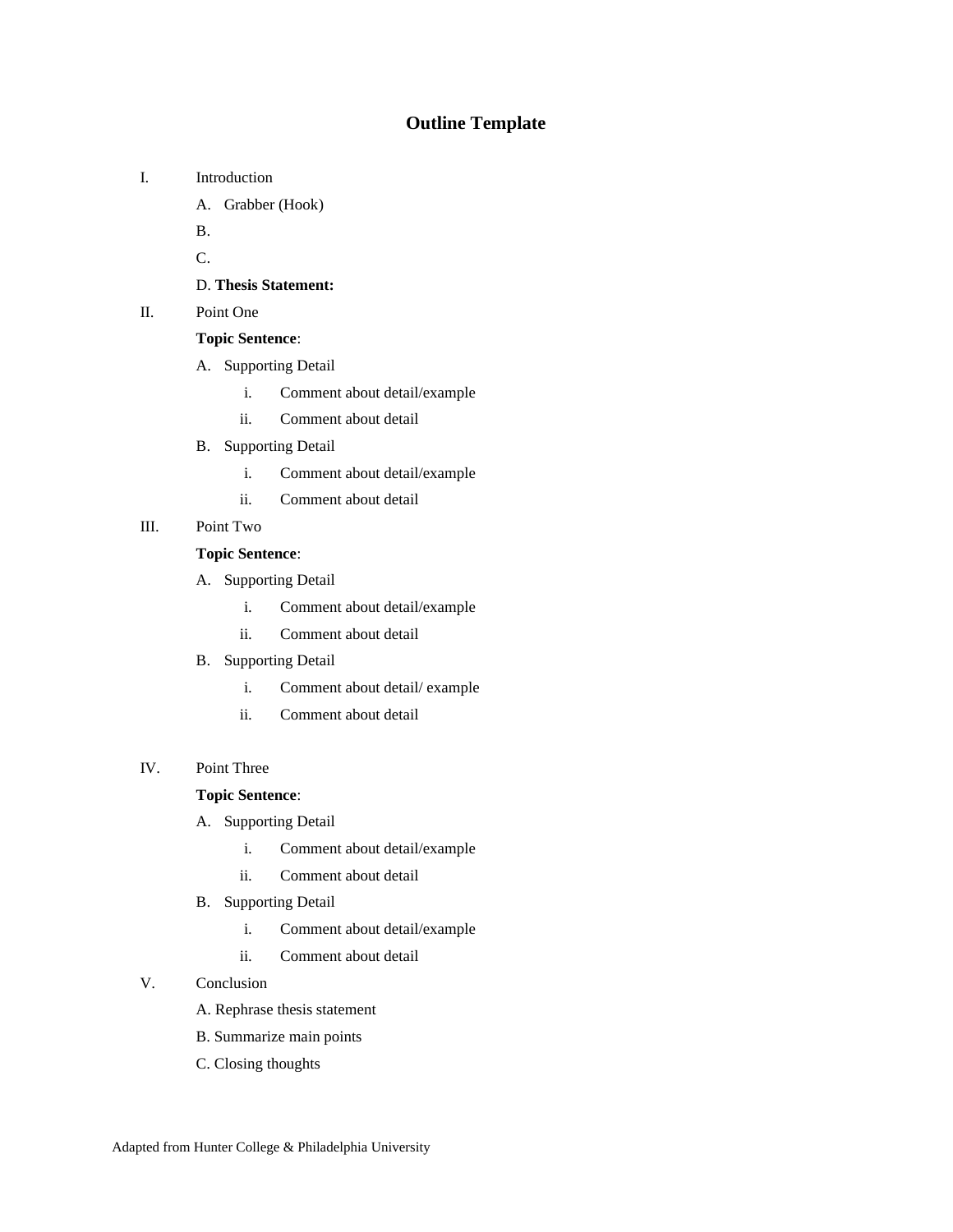# Outline Template

I. Introduction

   A. Grabber (Hook)

   B.

   C.

   D. **Thesis Statement:**

II. Point One

   **Topic Sentence**:

   A. Supporting Detail

      i. Comment about detail/example

      ii. Comment about detail

   B. Supporting Detail

      i. Comment about detail/example

      ii. Comment about detail

III. Point Two

   **Topic Sentence**:

   A. Supporting Detail

      i. Comment about detail/example

      ii. Comment about detail

   B. Supporting Detail

      i. Comment about detail/ example

      ii. Comment about detail

IV. Point Three

   **Topic Sentence**:

   A. Supporting Detail

      i. Comment about detail/example

      ii. Comment about detail

   B. Supporting Detail

      i. Comment about detail/example

      ii. Comment about detail

V. Conclusion

   A. Rephrase thesis statement

   B. Summarize main points

   C. Closing thoughts

Adapted from Hunter College & Philadelphia University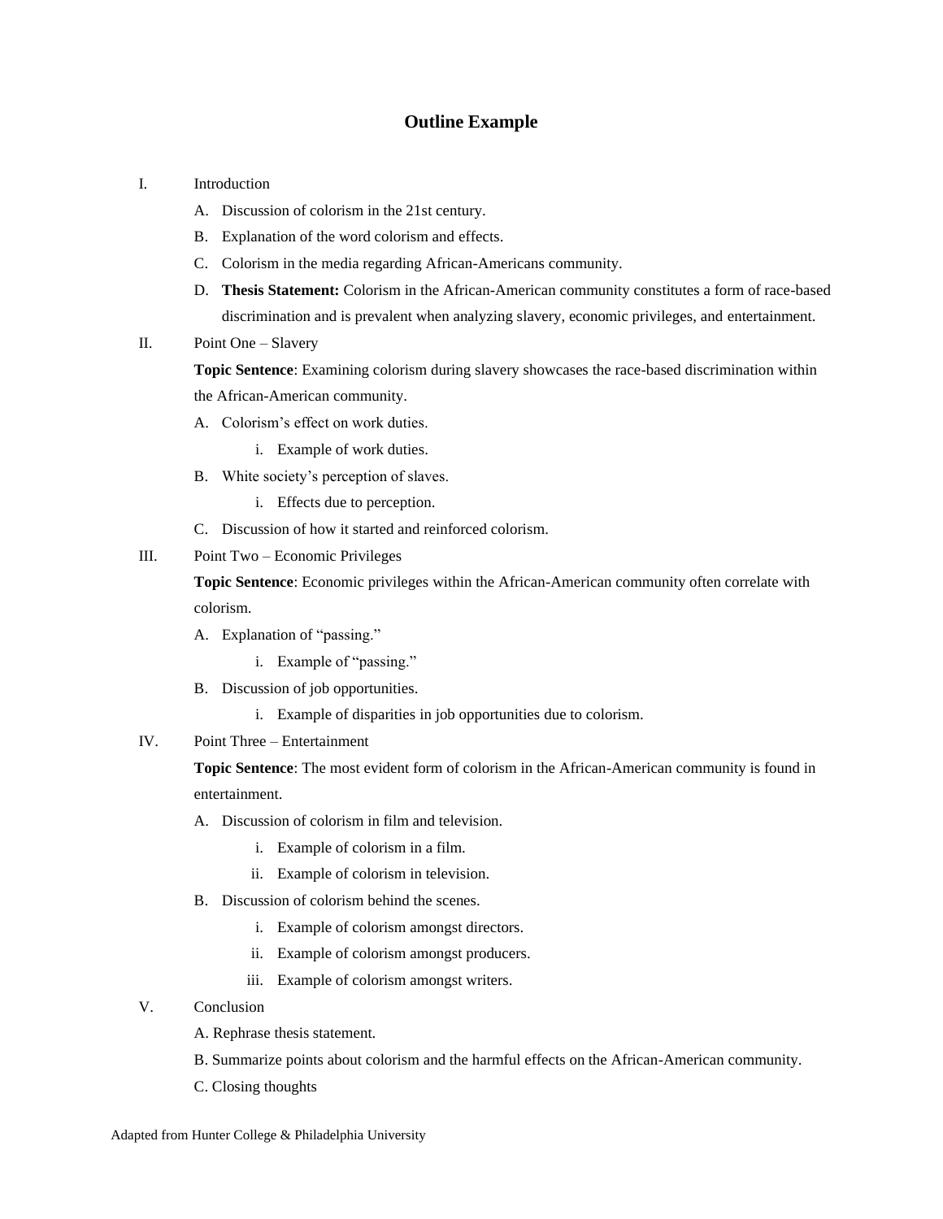# Outline Example

I. Introduction

   A. Discussion of colorism in the 21st century.

   B. Explanation of the word colorism and effects.

   C. Colorism in the media regarding African-Americans community.

   D. **Thesis Statement:** Colorism in the African-American community constitutes a form of race-based discrimination and is prevalent when analyzing slavery, economic privileges, and entertainment.

II. Point One – Slavery

   **Topic Sentence**: Examining colorism during slavery showcases the race-based discrimination within the African-American community.

   A. Colorism's effect on work duties.

      i. Example of work duties.

   B. White society's perception of slaves.

      i. Effects due to perception.

   C. Discussion of how it started and reinforced colorism.

III. Point Two – Economic Privileges

   **Topic Sentence**: Economic privileges within the African-American community often correlate with colorism.

   A. Explanation of "passing."

      i. Example of "passing."

   B. Discussion of job opportunities.

      i. Example of disparities in job opportunities due to colorism.

IV. Point Three – Entertainment

   **Topic Sentence**: The most evident form of colorism in the African-American community is found in entertainment.

   A. Discussion of colorism in film and television.

      i. Example of colorism in a film.

      ii. Example of colorism in television.

   B. Discussion of colorism behind the scenes.

      i. Example of colorism amongst directors.

      ii. Example of colorism amongst producers.

      iii. Example of colorism amongst writers.

V. Conclusion

   A. Rephrase thesis statement.

   B. Summarize points about colorism and the harmful effects on the African-American community.

   C. Closing thoughts

Adapted from Hunter College & Philadelphia University